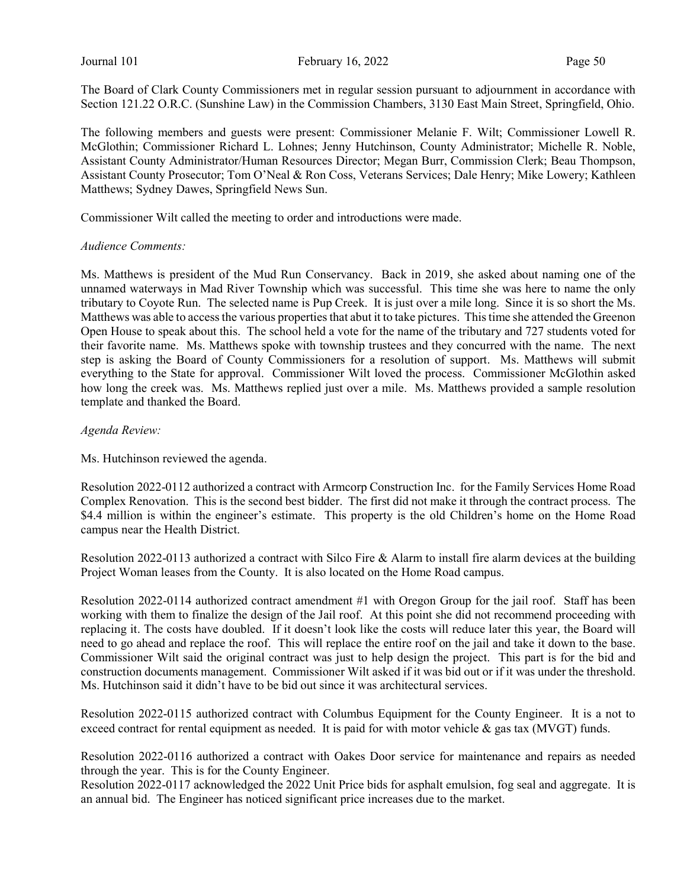The Board of Clark County Commissioners met in regular session pursuant to adjournment in accordance with Section 121.22 O.R.C. (Sunshine Law) in the Commission Chambers, 3130 East Main Street, Springfield, Ohio.

The following members and guests were present: Commissioner Melanie F. Wilt; Commissioner Lowell R. McGlothin; Commissioner Richard L. Lohnes; Jenny Hutchinson, County Administrator; Michelle R. Noble, Assistant County Administrator/Human Resources Director; Megan Burr, Commission Clerk; Beau Thompson, Assistant County Prosecutor; Tom O'Neal & Ron Coss, Veterans Services; Dale Henry; Mike Lowery; Kathleen Matthews; Sydney Dawes, Springfield News Sun.

Commissioner Wilt called the meeting to order and introductions were made.

*Audience Comments:*

Ms. Matthews is president of the Mud Run Conservancy. Back in 2019, she asked about naming one of the unnamed waterways in Mad River Township which was successful. This time she was here to name the only tributary to Coyote Run. The selected name is Pup Creek. It is just over a mile long. Since it is so short the Ms. Matthews was able to access the various properties that abut it to take pictures. This time she attended the Greenon Open House to speak about this. The school held a vote for the name of the tributary and 727 students voted for their favorite name. Ms. Matthews spoke with township trustees and they concurred with the name. The next step is asking the Board of County Commissioners for a resolution of support. Ms. Matthews will submit everything to the State for approval. Commissioner Wilt loved the process. Commissioner McGlothin asked how long the creek was. Ms. Matthews replied just over a mile. Ms. Matthews provided a sample resolution template and thanked the Board.

*Agenda Review:*

Ms. Hutchinson reviewed the agenda.

Resolution 2022-0112 authorized a contract with Armcorp Construction Inc. for the Family Services Home Road Complex Renovation. This is the second best bidder. The first did not make it through the contract process. The $4.4 million is within the engineer's estimate. This property is the old Children's home on the Home Road campus near the Health District.

Resolution 2022-0113 authorized a contract with Silco Fire & Alarm to install fire alarm devices at the building Project Woman leases from the County. It is also located on the Home Road campus.

Resolution 2022-0114 authorized contract amendment #1 with Oregon Group for the jail roof. Staff has been working with them to finalize the design of the Jail roof. At this point she did not recommend proceeding with replacing it. The costs have doubled. If it doesn't look like the costs will reduce later this year, the Board will need to go ahead and replace the roof. This will replace the entire roof on the jail and take it down to the base. Commissioner Wilt said the original contract was just to help design the project. This part is for the bid and construction documents management. Commissioner Wilt asked if it was bid out or if it was under the threshold. Ms. Hutchinson said it didn't have to be bid out since it was architectural services.

Resolution 2022-0115 authorized contract with Columbus Equipment for the County Engineer. It is a not to exceed contract for rental equipment as needed. It is paid for with motor vehicle & gas tax (MVGT) funds.

Resolution 2022-0116 authorized a contract with Oakes Door service for maintenance and repairs as needed through the year. This is for the County Engineer.

Resolution 2022-0117 acknowledged the 2022 Unit Price bids for asphalt emulsion, fog seal and aggregate. It is an annual bid. The Engineer has noticed significant price increases due to the market.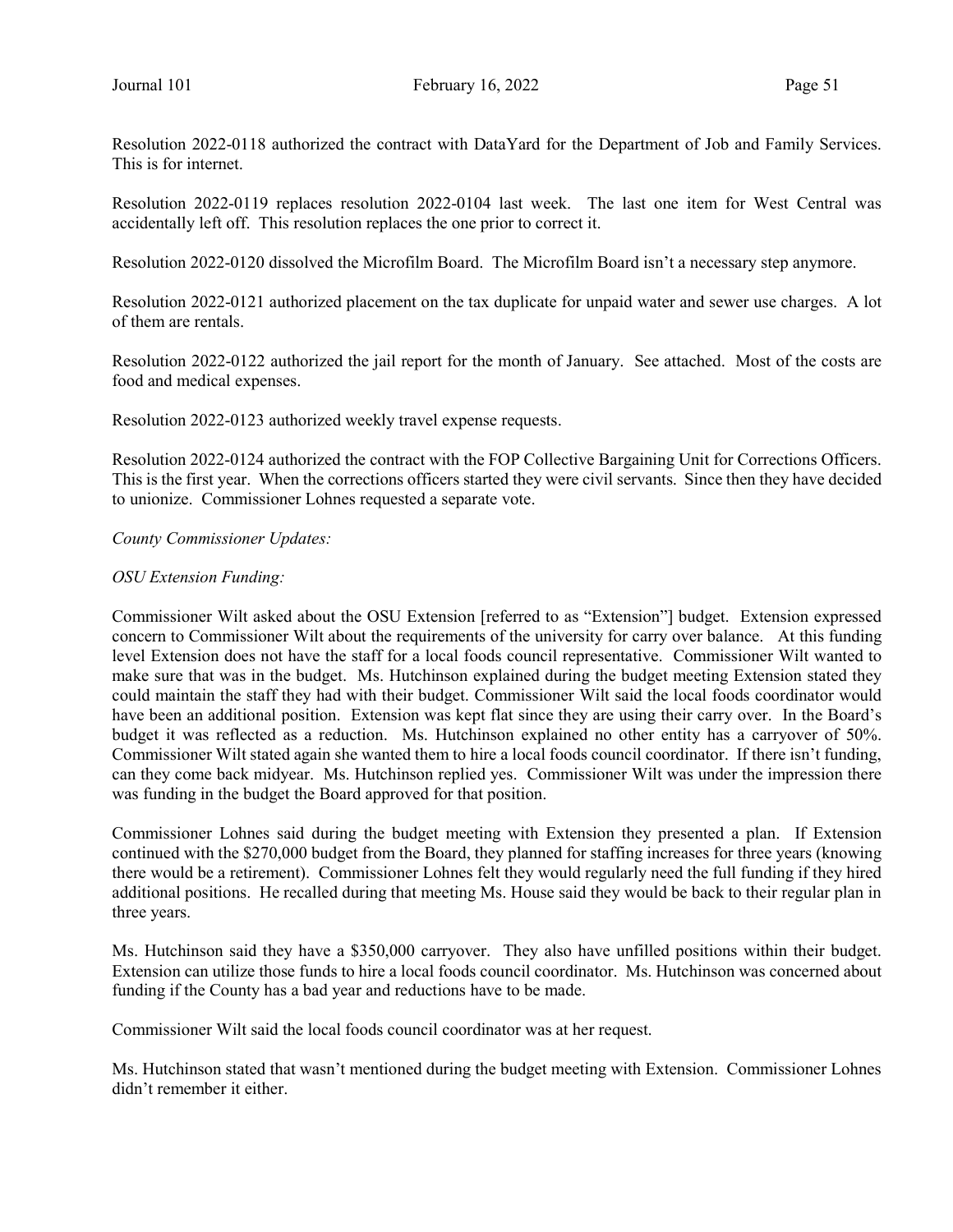Resolution 2022-0118 authorized the contract with DataYard for the Department of Job and Family Services. This is for internet.

Resolution 2022-0119 replaces resolution 2022-0104 last week. The last one item for West Central was accidentally left off. This resolution replaces the one prior to correct it.

Resolution 2022-0120 dissolved the Microfilm Board. The Microfilm Board isn't a necessary step anymore.

Resolution 2022-0121 authorized placement on the tax duplicate for unpaid water and sewer use charges. A lot of them are rentals.

Resolution 2022-0122 authorized the jail report for the month of January. See attached. Most of the costs are food and medical expenses.

Resolution 2022-0123 authorized weekly travel expense requests.

Resolution 2022-0124 authorized the contract with the FOP Collective Bargaining Unit for Corrections Officers. This is the first year. When the corrections officers started they were civil servants. Since then they have decided to unionize. Commissioner Lohnes requested a separate vote.

*County Commissioner Updates:*

*OSU Extension Funding:*

Commissioner Wilt asked about the OSU Extension [referred to as "Extension"] budget. Extension expressed concern to Commissioner Wilt about the requirements of the university for carry over balance. At this funding level Extension does not have the staff for a local foods council representative. Commissioner Wilt wanted to make sure that was in the budget. Ms. Hutchinson explained during the budget meeting Extension stated they could maintain the staff they had with their budget. Commissioner Wilt said the local foods coordinator would have been an additional position. Extension was kept flat since they are using their carry over. In the Board's budget it was reflected as a reduction. Ms. Hutchinson explained no other entity has a carryover of 50%. Commissioner Wilt stated again she wanted them to hire a local foods council coordinator. If there isn't funding, can they come back midyear. Ms. Hutchinson replied yes. Commissioner Wilt was under the impression there was funding in the budget the Board approved for that position.

Commissioner Lohnes said during the budget meeting with Extension they presented a plan. If Extension continued with the $270,000 budget from the Board, they planned for staffing increases for three years (knowing there would be a retirement). Commissioner Lohnes felt they would regularly need the full funding if they hired additional positions. He recalled during that meeting Ms. House said they would be back to their regular plan in three years.

Ms. Hutchinson said they have a $350,000 carryover. They also have unfilled positions within their budget. Extension can utilize those funds to hire a local foods council coordinator. Ms. Hutchinson was concerned about funding if the County has a bad year and reductions have to be made.

Commissioner Wilt said the local foods council coordinator was at her request.

Ms. Hutchinson stated that wasn't mentioned during the budget meeting with Extension. Commissioner Lohnes didn't remember it either.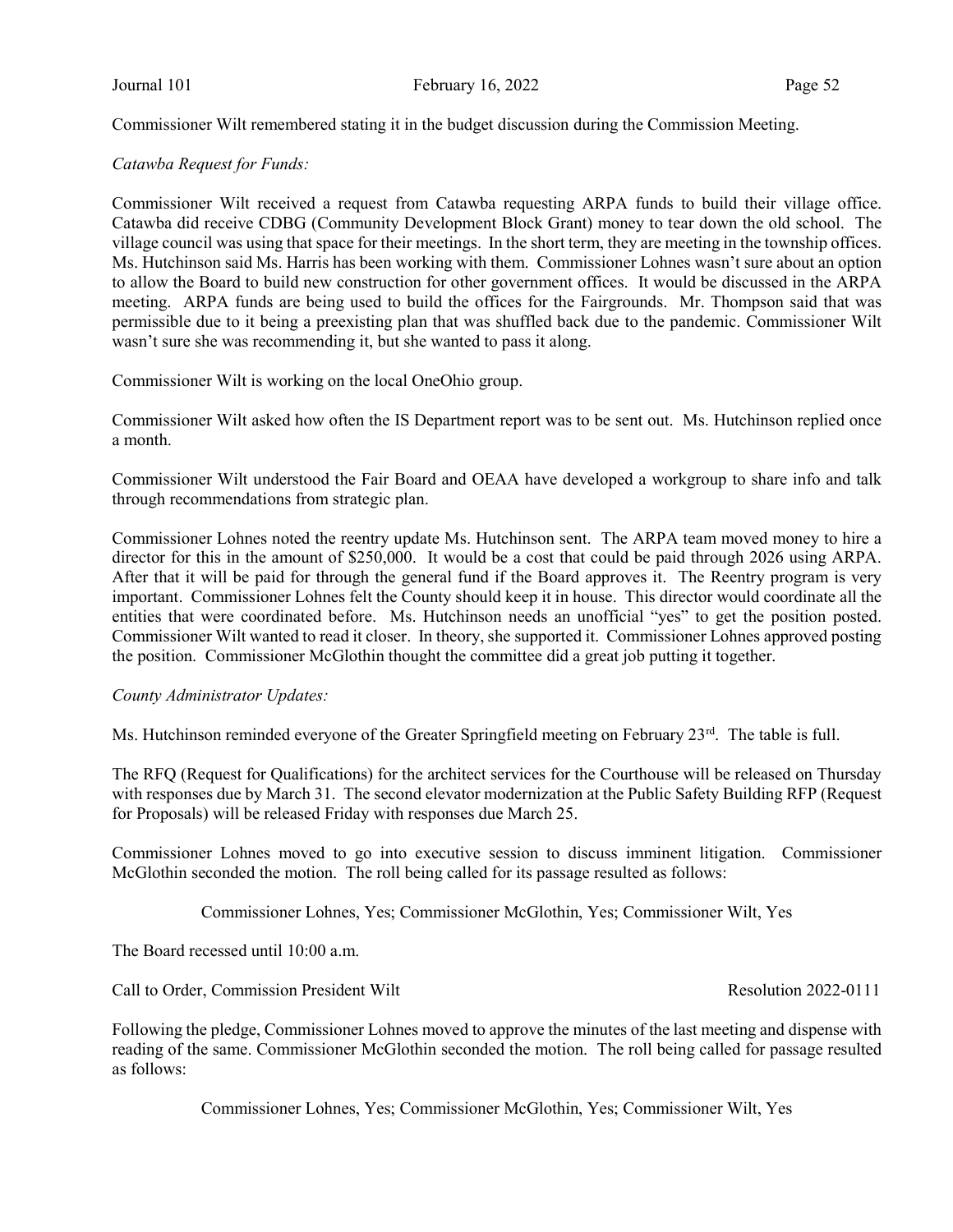Commissioner Wilt remembered stating it in the budget discussion during the Commission Meeting.

*Catawba Request for Funds:*

Commissioner Wilt received a request from Catawba requesting ARPA funds to build their village office. Catawba did receive CDBG (Community Development Block Grant) money to tear down the old school. The village council was using that space for their meetings. In the short term, they are meeting in the township offices. Ms. Hutchinson said Ms. Harris has been working with them. Commissioner Lohnes wasn't sure about an option to allow the Board to build new construction for other government offices. It would be discussed in the ARPA meeting. ARPA funds are being used to build the offices for the Fairgrounds. Mr. Thompson said that was permissible due to it being a preexisting plan that was shuffled back due to the pandemic. Commissioner Wilt wasn't sure she was recommending it, but she wanted to pass it along.

Commissioner Wilt is working on the local OneOhio group.

Commissioner Wilt asked how often the IS Department report was to be sent out. Ms. Hutchinson replied once a month.

Commissioner Wilt understood the Fair Board and OEAA have developed a workgroup to share info and talk through recommendations from strategic plan.

Commissioner Lohnes noted the reentry update Ms. Hutchinson sent. The ARPA team moved money to hire a director for this in the amount of $250,000. It would be a cost that could be paid through 2026 using ARPA. After that it will be paid for through the general fund if the Board approves it. The Reentry program is very important. Commissioner Lohnes felt the County should keep it in house. This director would coordinate all the entities that were coordinated before. Ms. Hutchinson needs an unofficial "yes" to get the position posted. Commissioner Wilt wanted to read it closer. In theory, she supported it. Commissioner Lohnes approved posting the position. Commissioner McGlothin thought the committee did a great job putting it together.

*County Administrator Updates:*

Ms. Hutchinson reminded everyone of the Greater Springfield meeting on February 23rd. The table is full.

The RFQ (Request for Qualifications) for the architect services for the Courthouse will be released on Thursday with responses due by March 31. The second elevator modernization at the Public Safety Building RFP (Request for Proposals) will be released Friday with responses due March 25.

Commissioner Lohnes moved to go into executive session to discuss imminent litigation. Commissioner McGlothin seconded the motion. The roll being called for its passage resulted as follows:

Commissioner Lohnes, Yes; Commissioner McGlothin, Yes; Commissioner Wilt, Yes

The Board recessed until 10:00 a.m.

Call to Order, Commission President Wilt — Resolution 2022-0111

Following the pledge, Commissioner Lohnes moved to approve the minutes of the last meeting and dispense with reading of the same. Commissioner McGlothin seconded the motion. The roll being called for passage resulted as follows:

Commissioner Lohnes, Yes; Commissioner McGlothin, Yes; Commissioner Wilt, Yes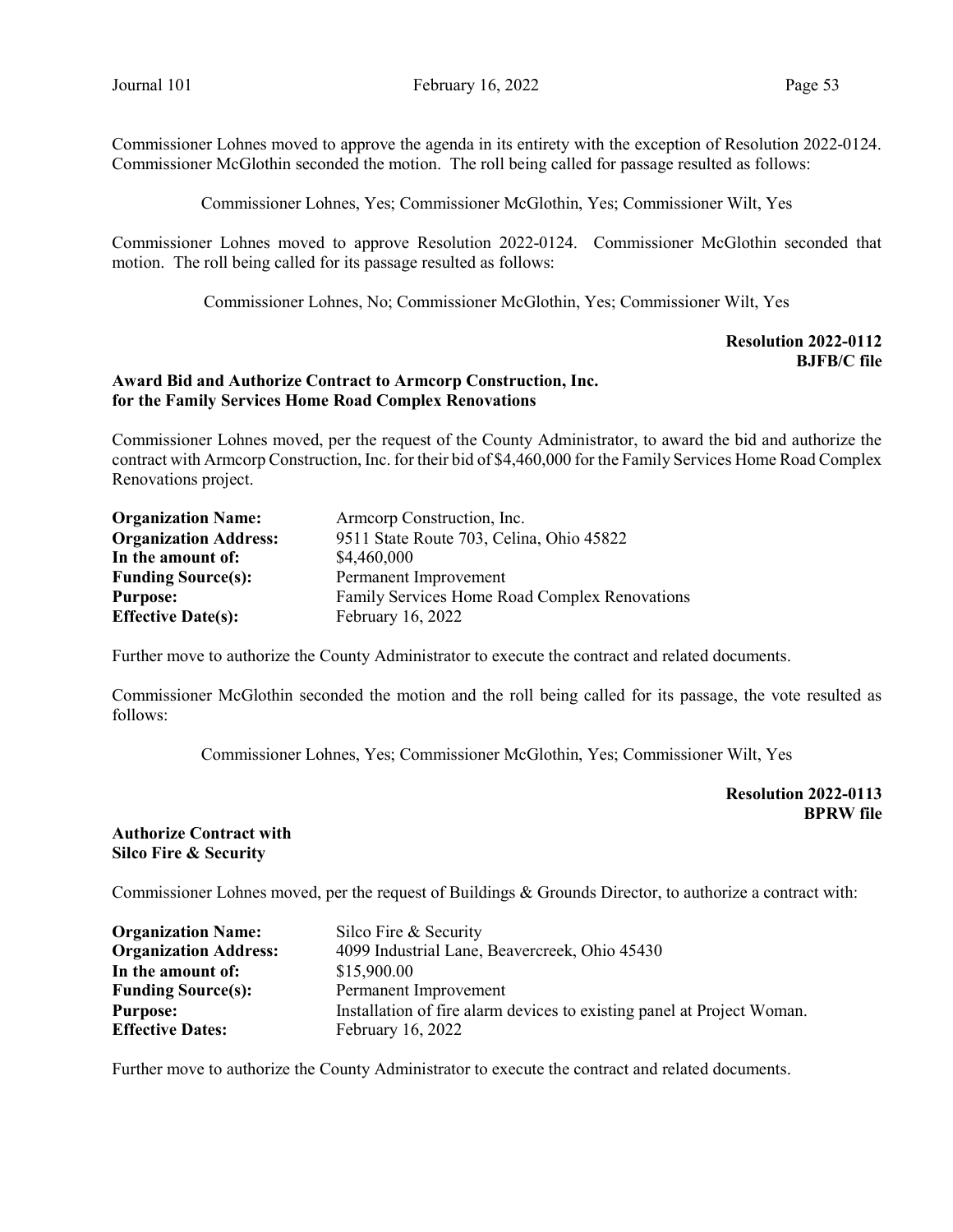Commissioner Lohnes moved to approve the agenda in its entirety with the exception of Resolution 2022-0124. Commissioner McGlothin seconded the motion. The roll being called for passage resulted as follows:

Commissioner Lohnes, Yes; Commissioner McGlothin, Yes; Commissioner Wilt, Yes

Commissioner Lohnes moved to approve Resolution 2022-0124. Commissioner McGlothin seconded that motion. The roll being called for its passage resulted as follows:

Commissioner Lohnes, No; Commissioner McGlothin, Yes; Commissioner Wilt, Yes

**Resolution 2022-0112**
**BJFB/C file**

**Award Bid and Authorize Contract to Armcorp Construction, Inc. for the Family Services Home Road Complex Renovations**

Commissioner Lohnes moved, per the request of the County Administrator, to award the bid and authorize the contract with Armcorp Construction, Inc. for their bid of $4,460,000 for the Family Services Home Road Complex Renovations project.

| | |
|---|---|
| **Organization Name:** | Armcorp Construction, Inc. |
| **Organization Address:** | 9511 State Route 703, Celina, Ohio 45822 |
| **In the amount of:** | $4,460,000 |
| **Funding Source(s):** | Permanent Improvement |
| **Purpose:** | Family Services Home Road Complex Renovations |
| **Effective Date(s):** | February 16, 2022 |

Further move to authorize the County Administrator to execute the contract and related documents.

Commissioner McGlothin seconded the motion and the roll being called for its passage, the vote resulted as follows:

Commissioner Lohnes, Yes; Commissioner McGlothin, Yes; Commissioner Wilt, Yes

**Resolution 2022-0113**
**BPRW file**

**Authorize Contract with Silco Fire & Security**

Commissioner Lohnes moved, per the request of Buildings & Grounds Director, to authorize a contract with:

| | |
|---|---|
| **Organization Name:** | Silco Fire & Security |
| **Organization Address:** | 4099 Industrial Lane, Beavercreek, Ohio 45430 |
| **In the amount of:** | $15,900.00 |
| **Funding Source(s):** | Permanent Improvement |
| **Purpose:** | Installation of fire alarm devices to existing panel at Project Woman. |
| **Effective Dates:** | February 16, 2022 |

Further move to authorize the County Administrator to execute the contract and related documents.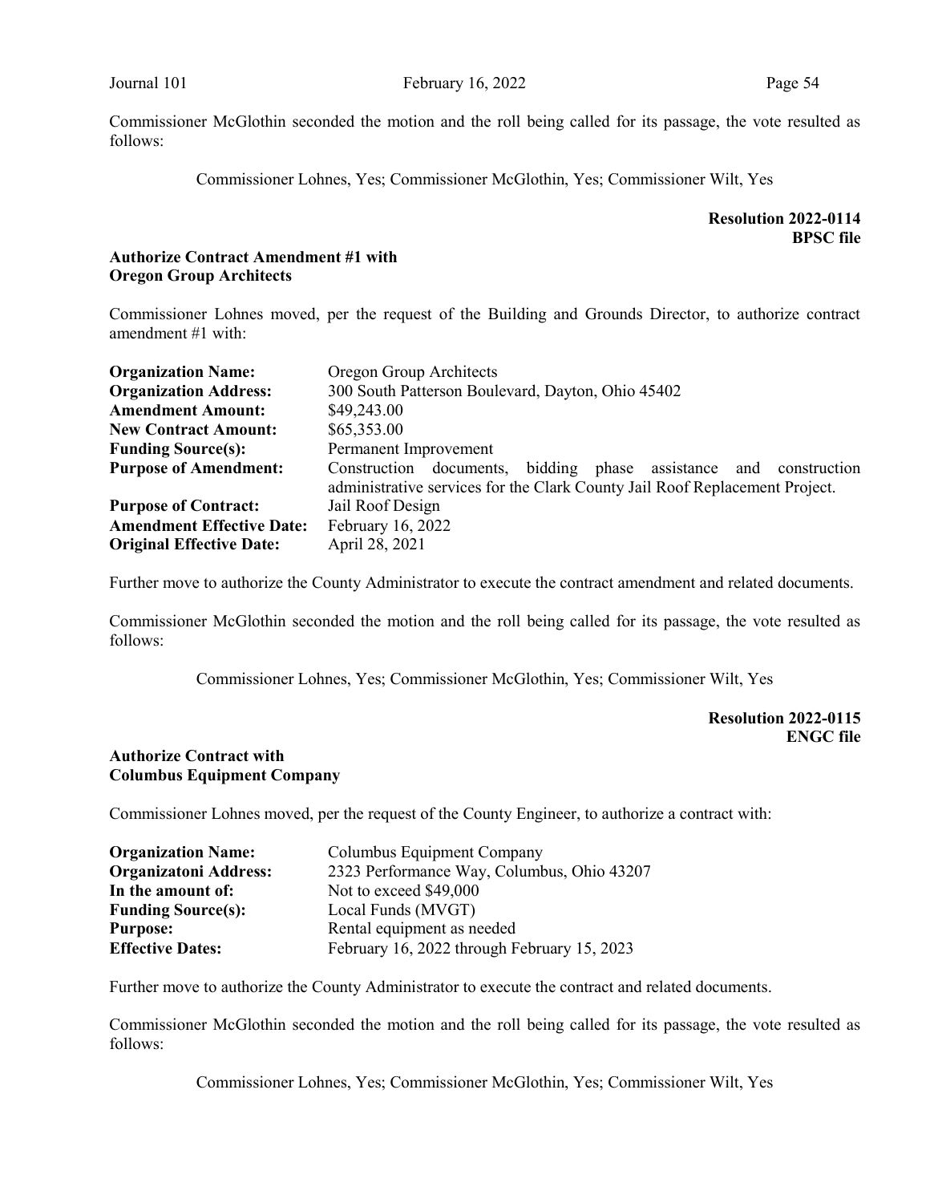Commissioner McGlothin seconded the motion and the roll being called for its passage, the vote resulted as follows:

Commissioner Lohnes, Yes; Commissioner McGlothin, Yes; Commissioner Wilt, Yes

**Resolution 2022-0114**
**BPSC file**

**Authorize Contract Amendment #1 with Oregon Group Architects**

Commissioner Lohnes moved, per the request of the Building and Grounds Director, to authorize contract amendment #1 with:

| | |
|---|---|
| **Organization Name:** | Oregon Group Architects |
| **Organization Address:** | 300 South Patterson Boulevard, Dayton, Ohio 45402 |
| **Amendment Amount:** | $49,243.00 |
| **New Contract Amount:** | $65,353.00 |
| **Funding Source(s):** | Permanent Improvement |
| **Purpose of Amendment:** | Construction documents, bidding phase assistance and construction administrative services for the Clark County Jail Roof Replacement Project. |
| **Purpose of Contract:** | Jail Roof Design |
| **Amendment Effective Date:** | February 16, 2022 |
| **Original Effective Date:** | April 28, 2021 |

Further move to authorize the County Administrator to execute the contract amendment and related documents.

Commissioner McGlothin seconded the motion and the roll being called for its passage, the vote resulted as follows:

Commissioner Lohnes, Yes; Commissioner McGlothin, Yes; Commissioner Wilt, Yes

**Resolution 2022-0115**
**ENGC file**

**Authorize Contract with Columbus Equipment Company**

Commissioner Lohnes moved, per the request of the County Engineer, to authorize a contract with:

| | |
|---|---|
| **Organization Name:** | Columbus Equipment Company |
| **Organizatoni Address:** | 2323 Performance Way, Columbus, Ohio 43207 |
| **In the amount of:** | Not to exceed $49,000 |
| **Funding Source(s):** | Local Funds (MVGT) |
| **Purpose:** | Rental equipment as needed |
| **Effective Dates:** | February 16, 2022 through February 15, 2023 |

Further move to authorize the County Administrator to execute the contract and related documents.

Commissioner McGlothin seconded the motion and the roll being called for its passage, the vote resulted as follows:

Commissioner Lohnes, Yes; Commissioner McGlothin, Yes; Commissioner Wilt, Yes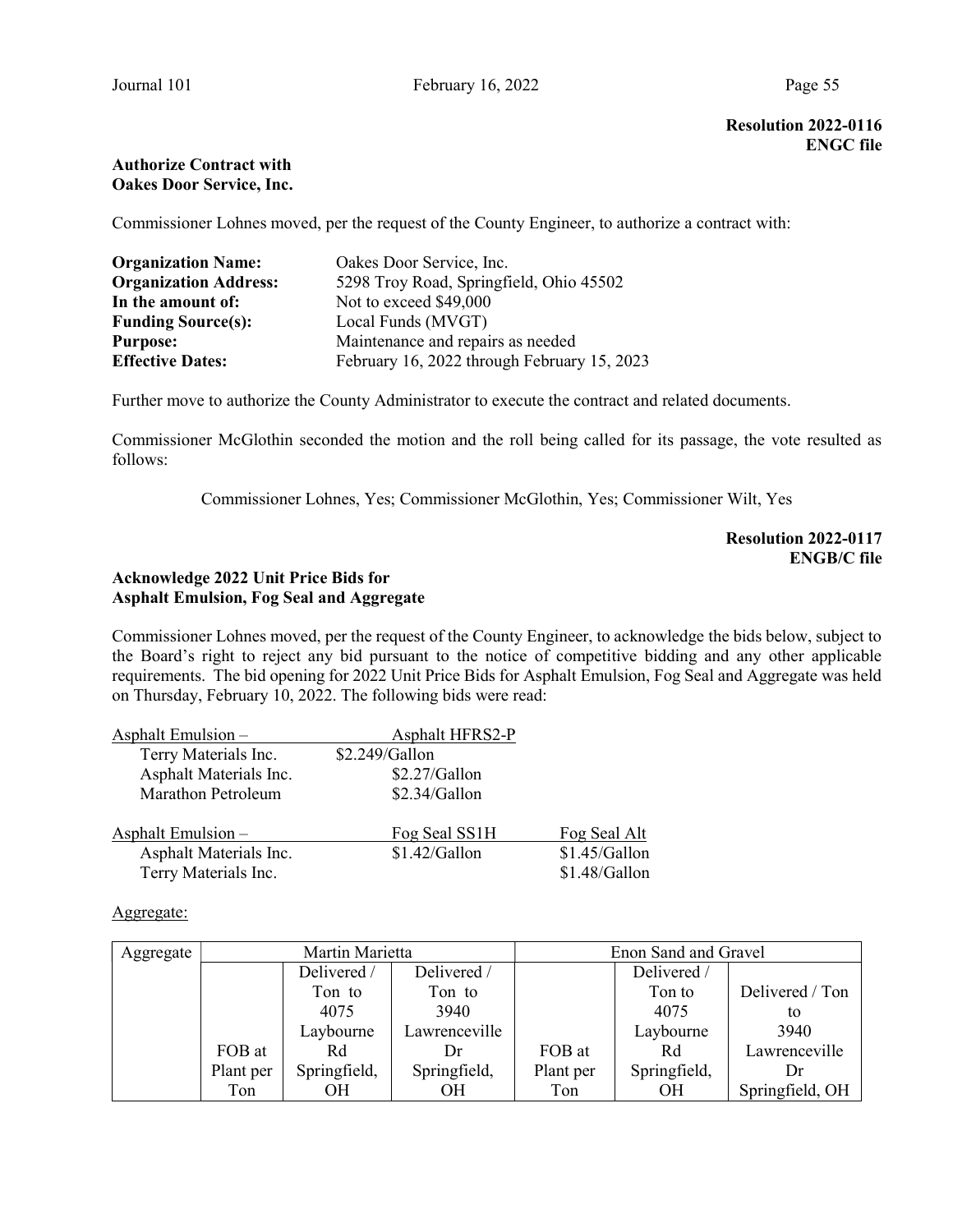**Resolution 2022-0116**
**ENGC file**

**Authorize Contract with**
**Oakes Door Service, Inc.**

Commissioner Lohnes moved, per the request of the County Engineer, to authorize a contract with:

| | |
|---|---|
| **Organization Name:** | Oakes Door Service, Inc. |
| **Organization Address:** | 5298 Troy Road, Springfield, Ohio 45502 |
| **In the amount of:** | Not to exceed $49,000 |
| **Funding Source(s):** | Local Funds (MVGT) |
| **Purpose:** | Maintenance and repairs as needed |
| **Effective Dates:** | February 16, 2022 through February 15, 2023 |

Further move to authorize the County Administrator to execute the contract and related documents.

Commissioner McGlothin seconded the motion and the roll being called for its passage, the vote resulted as follows:

Commissioner Lohnes, Yes; Commissioner McGlothin, Yes; Commissioner Wilt, Yes

**Resolution 2022-0117**
**ENGB/C file**

**Acknowledge 2022 Unit Price Bids for**
**Asphalt Emulsion, Fog Seal and Aggregate**

Commissioner Lohnes moved, per the request of the County Engineer, to acknowledge the bids below, subject to the Board's right to reject any bid pursuant to the notice of competitive bidding and any other applicable requirements. The bid opening for 2022 Unit Price Bids for Asphalt Emulsion, Fog Seal and Aggregate was held on Thursday, February 10, 2022. The following bids were read:

| Asphalt Emulsion – | Asphalt HFRS2-P |
|---|---|
| Terry Materials Inc. | $2.249/Gallon |
| Asphalt Materials Inc. | $2.27/Gallon |
| Marathon Petroleum | $2.34/Gallon |

| Asphalt Emulsion – | Fog Seal SS1H | Fog Seal Alt |
|---|---|---|
| Asphalt Materials Inc. | $1.42/Gallon | $1.45/Gallon |
| Terry Materials Inc. | | $1.48/Gallon |

Aggregate:

| Aggregate | Martin Marietta | | | Enon Sand and Gravel | | |
|---|---|---|---|---|---|---|
| | FOB at Plant per Ton | Delivered / Ton to 4075 Laybourne Rd Springfield, OH | Delivered / Ton to 3940 Lawrenceville Dr Springfield, OH | FOB at Plant per Ton | Delivered / Ton to 4075 Laybourne Rd Springfield, OH | Delivered / Ton to 3940 Lawrenceville Dr Springfield, OH |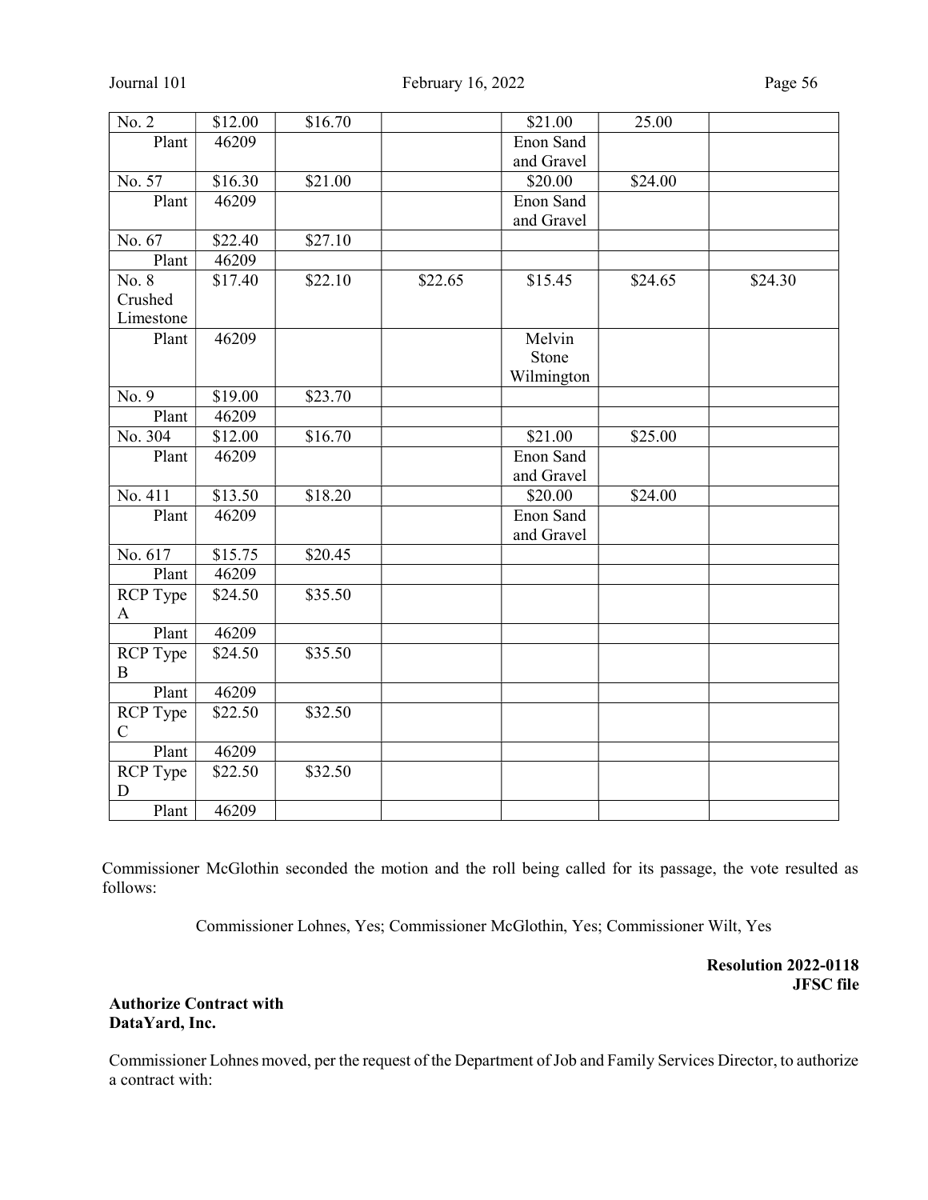| No. 2 | $12.00 | $16.70 | | $21.00 | 25.00 | |
|---|---|---|---|---|---|---|
| Plant | 46209 | | | Enon Sand and Gravel | | |
| No. 57 | $16.30 | $21.00 | | $20.00 | $24.00 | |
| Plant | 46209 | | | Enon Sand and Gravel | | |
| No. 67 | $22.40 | $27.10 | | | | |
| Plant | 46209 | | | | | |
| No. 8 Crushed Limestone | $17.40 | $22.10 | $22.65 | $15.45 | $24.65 | $24.30 |
| Plant | 46209 | | | Melvin Stone Wilmington | | |
| No. 9 | $19.00 | $23.70 | | | | |
| Plant | 46209 | | | | | |
| No. 304 | $12.00 | $16.70 | | $21.00 | $25.00 | |
| Plant | 46209 | | | Enon Sand and Gravel | | |
| No. 411 | $13.50 | $18.20 | | $20.00 | $24.00 | |
| Plant | 46209 | | | Enon Sand and Gravel | | |
| No. 617 | $15.75 | $20.45 | | | | |
| Plant | 46209 | | | | | |
| RCP Type A | $24.50 | $35.50 | | | | |
| Plant | 46209 | | | | | |
| RCP Type B | $24.50 | $35.50 | | | | |
| Plant | 46209 | | | | | |
| RCP Type C | $22.50 | $32.50 | | | | |
| Plant | 46209 | | | | | |
| RCP Type D | $22.50 | $32.50 | | | | |
| Plant | 46209 | | | | | |

Commissioner McGlothin seconded the motion and the roll being called for its passage, the vote resulted as follows:

Commissioner Lohnes, Yes; Commissioner McGlothin, Yes; Commissioner Wilt, Yes

**Resolution 2022-0118**
**JFSC file**

**Authorize Contract with DataYard, Inc.**

Commissioner Lohnes moved, per the request of the Department of Job and Family Services Director, to authorize a contract with: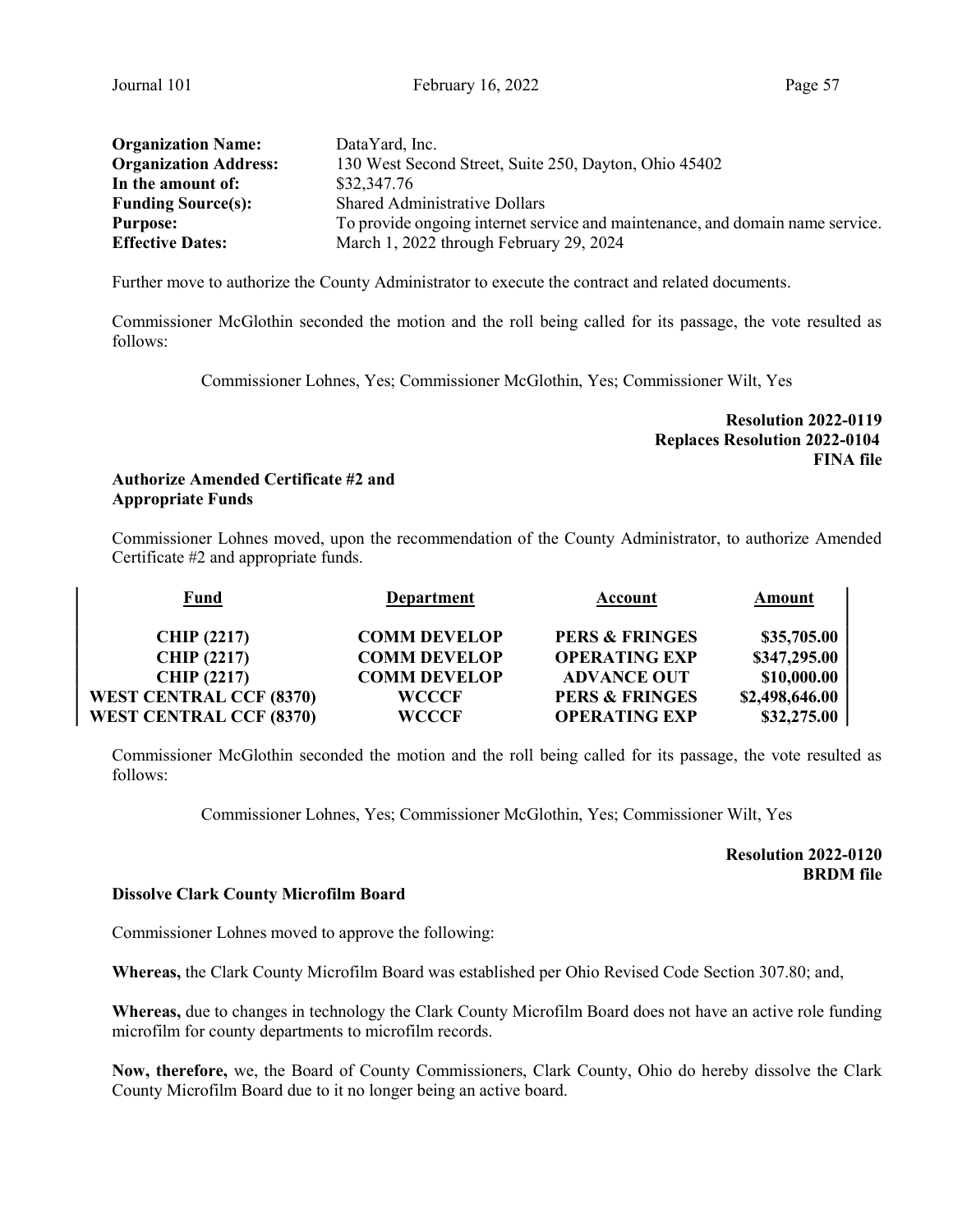| | |
|---|---|
| **Organization Name:** | DataYard, Inc. |
| **Organization Address:** | 130 West Second Street, Suite 250, Dayton, Ohio 45402 |
| **In the amount of:** | $32,347.76 |
| **Funding Source(s):** | Shared Administrative Dollars |
| **Purpose:** | To provide ongoing internet service and maintenance, and domain name service. |
| **Effective Dates:** | March 1, 2022 through February 29, 2024 |

Further move to authorize the County Administrator to execute the contract and related documents.

Commissioner McGlothin seconded the motion and the roll being called for its passage, the vote resulted as follows:

Commissioner Lohnes, Yes; Commissioner McGlothin, Yes; Commissioner Wilt, Yes

**Resolution 2022-0119**
**Replaces Resolution 2022-0104**
**FINA file**

**Authorize Amended Certificate #2 and Appropriate Funds**

Commissioner Lohnes moved, upon the recommendation of the County Administrator, to authorize Amended Certificate #2 and appropriate funds.

| Fund | Department | Account | Amount |
|---|---|---|---|
| **CHIP (2217)** | **COMM DEVELOP** | **PERS & FRINGES** | **$35,705.00** |
| **CHIP (2217)** | **COMM DEVELOP** | **OPERATING EXP** | **$347,295.00** |
| **CHIP (2217)** | **COMM DEVELOP** | **ADVANCE OUT** | **$10,000.00** |
| **WEST CENTRAL CCF (8370)** | **WCCCF** | **PERS & FRINGES** | **$2,498,646.00** |
| **WEST CENTRAL CCF (8370)** | **WCCCF** | **OPERATING EXP** | **$32,275.00** |

Commissioner McGlothin seconded the motion and the roll being called for its passage, the vote resulted as follows:

Commissioner Lohnes, Yes; Commissioner McGlothin, Yes; Commissioner Wilt, Yes

**Resolution 2022-0120**
**BRDM file**

**Dissolve Clark County Microfilm Board**

Commissioner Lohnes moved to approve the following:

**Whereas,** the Clark County Microfilm Board was established per Ohio Revised Code Section 307.80; and,

**Whereas,** due to changes in technology the Clark County Microfilm Board does not have an active role funding microfilm for county departments to microfilm records.

**Now, therefore,** we, the Board of County Commissioners, Clark County, Ohio do hereby dissolve the Clark County Microfilm Board due to it no longer being an active board.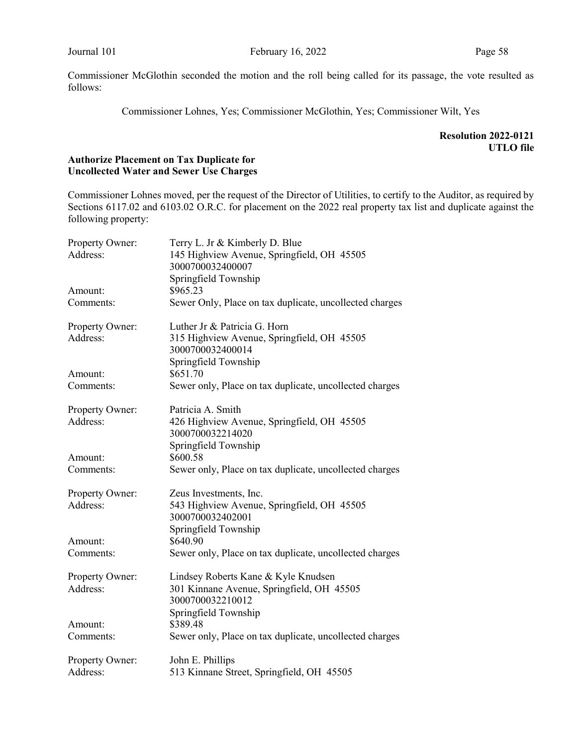Commissioner McGlothin seconded the motion and the roll being called for its passage, the vote resulted as follows:

Commissioner Lohnes, Yes; Commissioner McGlothin, Yes; Commissioner Wilt, Yes

**Resolution 2022-0121**
**UTLO file**

**Authorize Placement on Tax Duplicate for Uncollected Water and Sewer Use Charges**

Commissioner Lohnes moved, per the request of the Director of Utilities, to certify to the Auditor, as required by Sections 6117.02 and 6103.02 O.R.C. for placement on the 2022 real property tax list and duplicate against the following property:

Property Owner: Terry L. Jr & Kimberly D. Blue
Address: 145 Highview Avenue, Springfield, OH 45505
3000700032400007
Springfield Township
Amount: $965.23
Comments: Sewer Only, Place on tax duplicate, uncollected charges

Property Owner: Luther Jr & Patricia G. Horn
Address: 315 Highview Avenue, Springfield, OH 45505
3000700032400014
Springfield Township
Amount: $651.70
Comments: Sewer only, Place on tax duplicate, uncollected charges

Property Owner: Patricia A. Smith
Address: 426 Highview Avenue, Springfield, OH 45505
3000700032214020
Springfield Township
Amount: $600.58
Comments: Sewer only, Place on tax duplicate, uncollected charges

Property Owner: Zeus Investments, Inc.
Address: 543 Highview Avenue, Springfield, OH 45505
3000700032402001
Springfield Township
Amount: $640.90
Comments: Sewer only, Place on tax duplicate, uncollected charges

Property Owner: Lindsey Roberts Kane & Kyle Knudsen
Address: 301 Kinnane Avenue, Springfield, OH 45505
3000700032210012
Springfield Township
Amount: $389.48
Comments: Sewer only, Place on tax duplicate, uncollected charges

Property Owner: John E. Phillips
Address: 513 Kinnane Street, Springfield, OH 45505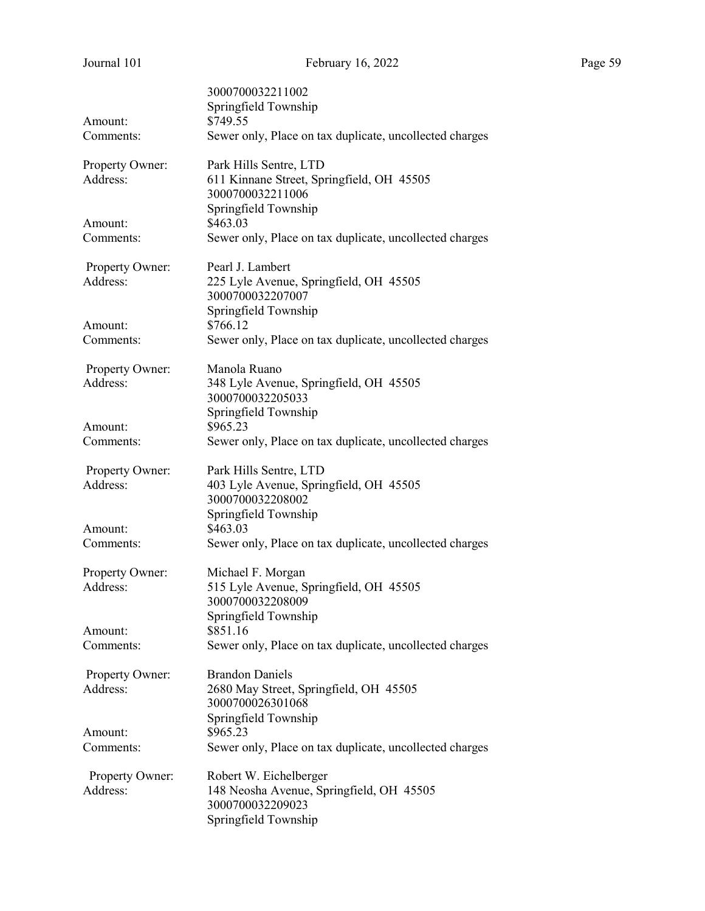3000700032211002
Springfield Township

Amount: $749.55
Comments: Sewer only, Place on tax duplicate, uncollected charges

Property Owner: Park Hills Sentre, LTD
Address: 611 Kinnane Street, Springfield, OH 45505
3000700032211006
Springfield Township
Amount: $463.03
Comments: Sewer only, Place on tax duplicate, uncollected charges

Property Owner: Pearl J. Lambert
Address: 225 Lyle Avenue, Springfield, OH 45505
3000700032207007
Springfield Township
Amount: $766.12
Comments: Sewer only, Place on tax duplicate, uncollected charges

Property Owner: Manola Ruano
Address: 348 Lyle Avenue, Springfield, OH 45505
3000700032205033
Springfield Township
Amount: $965.23
Comments: Sewer only, Place on tax duplicate, uncollected charges

Property Owner: Park Hills Sentre, LTD
Address: 403 Lyle Avenue, Springfield, OH 45505
3000700032208002
Springfield Township
Amount: $463.03
Comments: Sewer only, Place on tax duplicate, uncollected charges

Property Owner: Michael F. Morgan
Address: 515 Lyle Avenue, Springfield, OH 45505
3000700032208009
Springfield Township
Amount: $851.16
Comments: Sewer only, Place on tax duplicate, uncollected charges

Property Owner: Brandon Daniels
Address: 2680 May Street, Springfield, OH 45505
3000700026301068
Springfield Township
Amount: $965.23
Comments: Sewer only, Place on tax duplicate, uncollected charges

Property Owner: Robert W. Eichelberger
Address: 148 Neosha Avenue, Springfield, OH 45505
3000700032209023
Springfield Township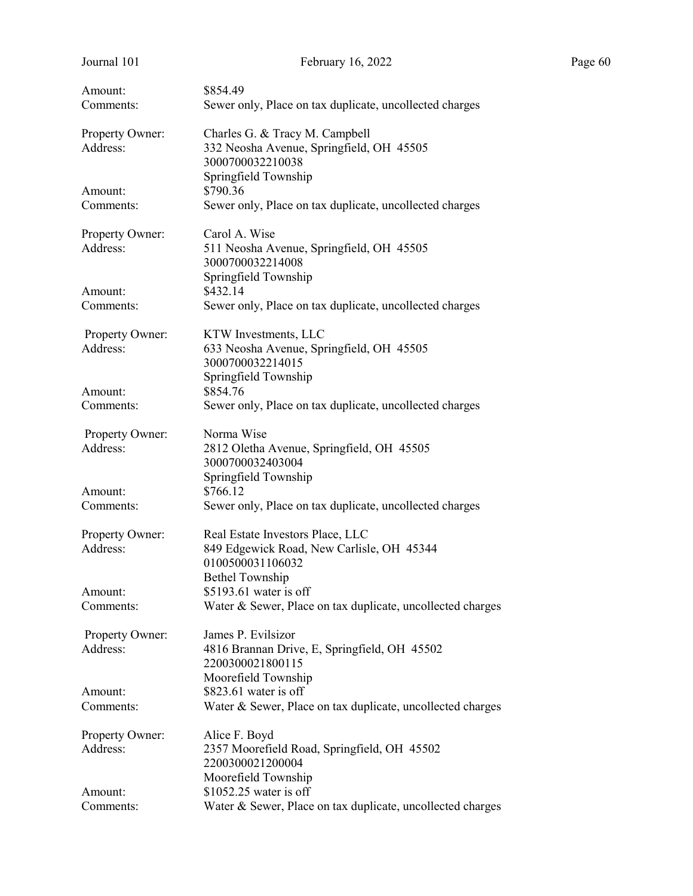Amount: $854.49
Comments: Sewer only, Place on tax duplicate, uncollected charges

Property Owner: Charles G. & Tracy M. Campbell
Address: 332 Neosha Avenue, Springfield, OH 45505
3000700032210038
Springfield Township
Amount: $790.36
Comments: Sewer only, Place on tax duplicate, uncollected charges

Property Owner: Carol A. Wise
Address: 511 Neosha Avenue, Springfield, OH 45505
3000700032214008
Springfield Township
Amount: $432.14
Comments: Sewer only, Place on tax duplicate, uncollected charges

Property Owner: KTW Investments, LLC
Address: 633 Neosha Avenue, Springfield, OH 45505
3000700032214015
Springfield Township
Amount: $854.76
Comments: Sewer only, Place on tax duplicate, uncollected charges

Property Owner: Norma Wise
Address: 2812 Oletha Avenue, Springfield, OH 45505
3000700032403004
Springfield Township
Amount: $766.12
Comments: Sewer only, Place on tax duplicate, uncollected charges

Property Owner: Real Estate Investors Place, LLC
Address: 849 Edgewick Road, New Carlisle, OH 45344
0100500031106032
Bethel Township
Amount: $5193.61 water is off
Comments: Water & Sewer, Place on tax duplicate, uncollected charges

Property Owner: James P. Evilsizor
Address: 4816 Brannan Drive, E, Springfield, OH 45502
2200300021800115
Moorefield Township
Amount: $823.61 water is off
Comments: Water & Sewer, Place on tax duplicate, uncollected charges

Property Owner: Alice F. Boyd
Address: 2357 Moorefield Road, Springfield, OH 45502
2200300021200004
Moorefield Township
Amount: $1052.25 water is off
Comments: Water & Sewer, Place on tax duplicate, uncollected charges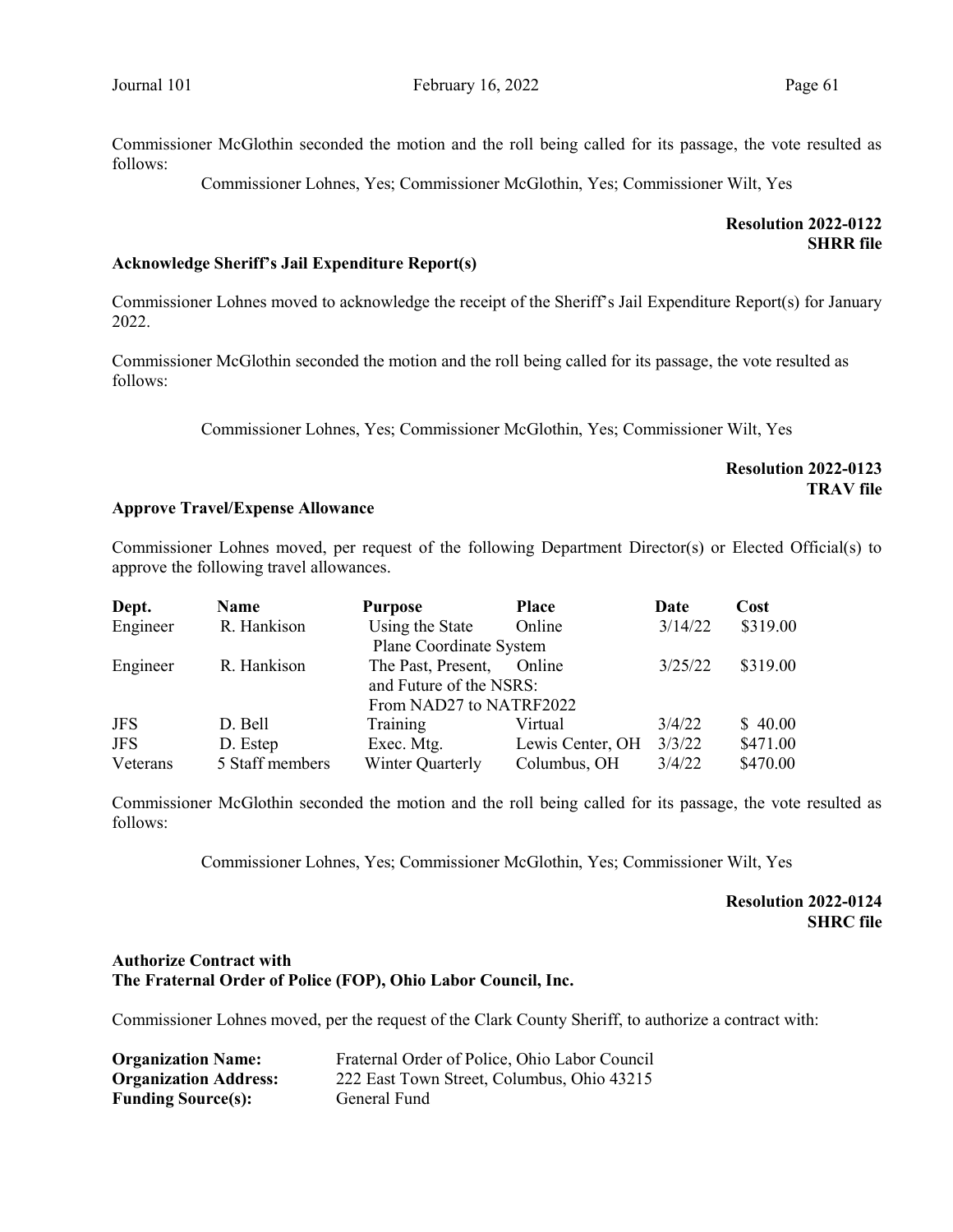Commissioner McGlothin seconded the motion and the roll being called for its passage, the vote resulted as follows:

Commissioner Lohnes, Yes; Commissioner McGlothin, Yes; Commissioner Wilt, Yes

**Resolution 2022-0122**
**SHRR file**

**Acknowledge Sheriff's Jail Expenditure Report(s)**

Commissioner Lohnes moved to acknowledge the receipt of the Sheriff's Jail Expenditure Report(s) for January 2022.

Commissioner McGlothin seconded the motion and the roll being called for its passage, the vote resulted as follows:

Commissioner Lohnes, Yes; Commissioner McGlothin, Yes; Commissioner Wilt, Yes

**Resolution 2022-0123**
**TRAV file**

**Approve Travel/Expense Allowance**

Commissioner Lohnes moved, per request of the following Department Director(s) or Elected Official(s) to approve the following travel allowances.

| Dept. | Name | Purpose | Place | Date | Cost |
|---|---|---|---|---|---|
| Engineer | R. Hankison | Using the State Plane Coordinate System | Online | 3/14/22 | $319.00 |
| Engineer | R. Hankison | The Past, Present, and Future of the NSRS: From NAD27 to NATRF2022 | Online | 3/25/22 | $319.00 |
| JFS | D. Bell | Training | Virtual | 3/4/22 | $ 40.00 |
| JFS | D. Estep | Exec. Mtg. | Lewis Center, OH | 3/3/22 | $471.00 |
| Veterans | 5 Staff members | Winter Quarterly | Columbus, OH | 3/4/22 | $470.00 |

Commissioner McGlothin seconded the motion and the roll being called for its passage, the vote resulted as follows:

Commissioner Lohnes, Yes; Commissioner McGlothin, Yes; Commissioner Wilt, Yes

**Resolution 2022-0124**
**SHRC file**

**Authorize Contract with**
**The Fraternal Order of Police (FOP), Ohio Labor Council, Inc.**

Commissioner Lohnes moved, per the request of the Clark County Sheriff, to authorize a contract with:

**Organization Name:** Fraternal Order of Police, Ohio Labor Council
**Organization Address:** 222 East Town Street, Columbus, Ohio 43215
**Funding Source(s):** General Fund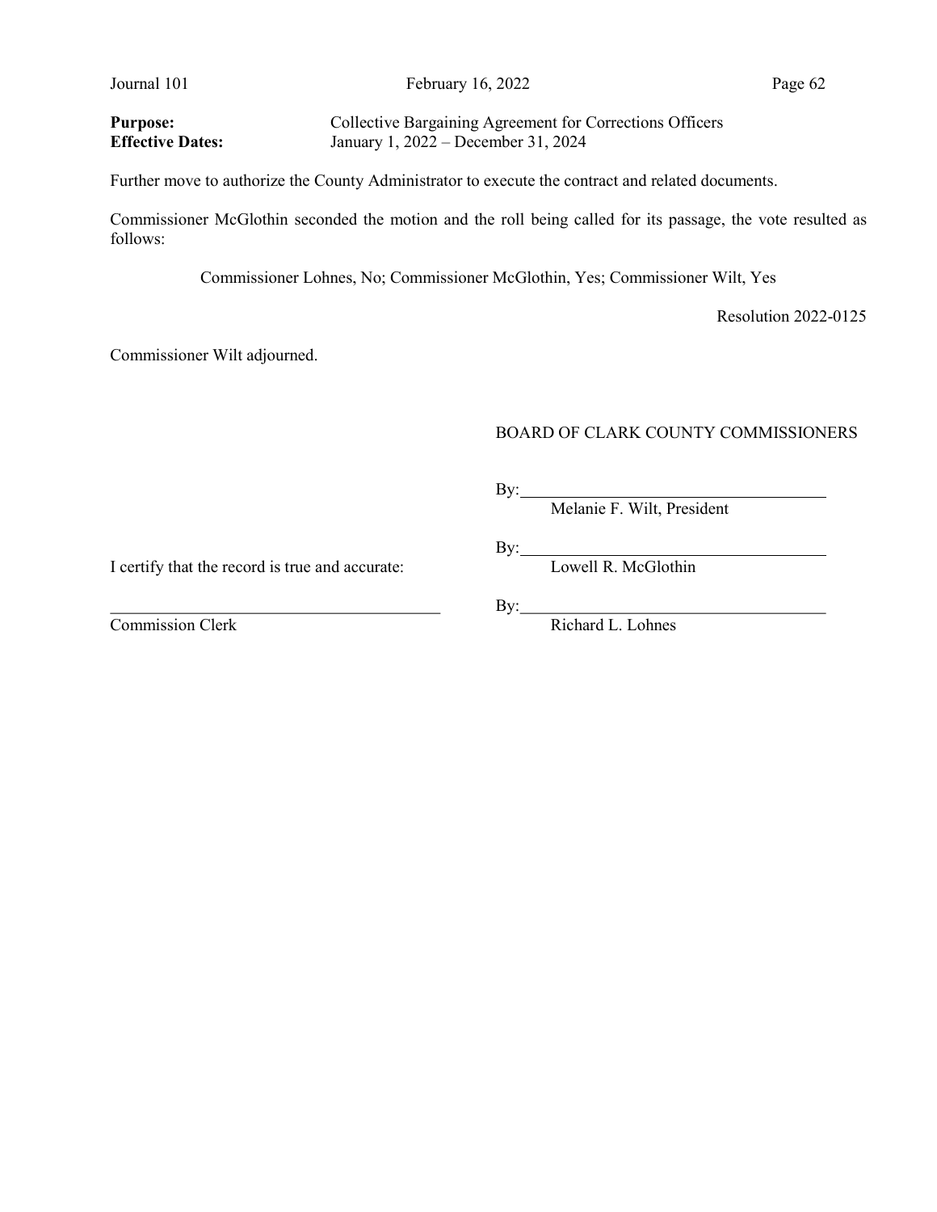**Purpose:** Collective Bargaining Agreement for Corrections Officers
**Effective Dates:** January 1, 2022 – December 31, 2024

Further move to authorize the County Administrator to execute the contract and related documents.

Commissioner McGlothin seconded the motion and the roll being called for its passage, the vote resulted as follows:

Commissioner Lohnes, No; Commissioner McGlothin, Yes; Commissioner Wilt, Yes

Resolution 2022-0125

Commissioner Wilt adjourned.

BOARD OF CLARK COUNTY COMMISSIONERS

By:\_\_\_\_\_\_\_\_\_\_\_\_\_\_\_\_\_\_\_\_\_\_\_\_\_\_\_\_\_\_\_\_\_\_\_\_
Melanie F. Wilt, President

By:\_\_\_\_\_\_\_\_\_\_\_\_\_\_\_\_\_\_\_\_\_\_\_\_\_\_\_\_\_\_\_\_\_\_\_\_
Lowell R. McGlothin

I certify that the record is true and accurate:

\_\_\_\_\_\_\_\_\_\_\_\_\_\_\_\_\_\_\_\_\_\_\_\_\_\_\_\_\_\_\_\_\_\_\_\_\_\_\_\_
Commission Clerk

By:\_\_\_\_\_\_\_\_\_\_\_\_\_\_\_\_\_\_\_\_\_\_\_\_\_\_\_\_\_\_\_\_\_\_\_\_
Richard L. Lohnes